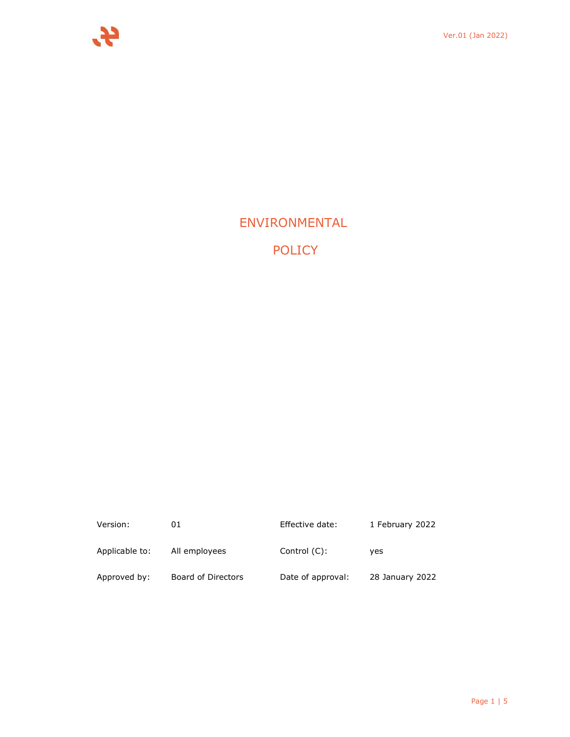# ENVIRONMENTAL POLICY

| Version: | 01 | Effective date: | 1 February 2022 |
|---|---|---|---|
| Applicable to: | All employees | Control (C): | yes |
| Approved by: | Board of Directors | Date of approval: | 28 January 2022 |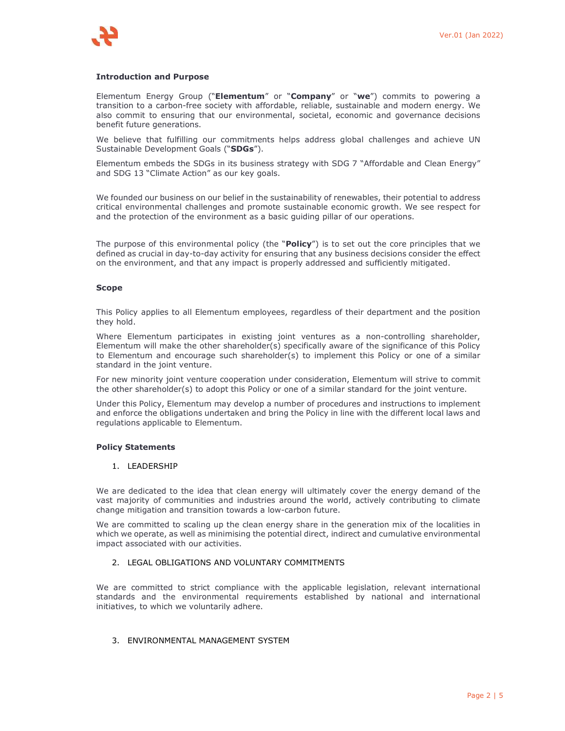**Introduction and Purpose**

Elementum Energy Group ("**Elementum**" or "**Company**" or "**we**") commits to powering a transition to a carbon-free society with affordable, reliable, sustainable and modern energy. We also commit to ensuring that our environmental, societal, economic and governance decisions benefit future generations.

We believe that fulfilling our commitments helps address global challenges and achieve UN Sustainable Development Goals ("**SDGs**").

Elementum embeds the SDGs in its business strategy with SDG 7 "Affordable and Clean Energy" and SDG 13 "Climate Action" as our key goals.

We founded our business on our belief in the sustainability of renewables, their potential to address critical environmental challenges and promote sustainable economic growth. We see respect for and the protection of the environment as a basic guiding pillar of our operations.

The purpose of this environmental policy (the "**Policy**") is to set out the core principles that we defined as crucial in day-to-day activity for ensuring that any business decisions consider the effect on the environment, and that any impact is properly addressed and sufficiently mitigated.

**Scope**

This Policy applies to all Elementum employees, regardless of their department and the position they hold.

Where Elementum participates in existing joint ventures as a non-controlling shareholder, Elementum will make the other shareholder(s) specifically aware of the significance of this Policy to Elementum and encourage such shareholder(s) to implement this Policy or one of a similar standard in the joint venture.

For new minority joint venture cooperation under consideration, Elementum will strive to commit the other shareholder(s) to adopt this Policy or one of a similar standard for the joint venture.

Under this Policy, Elementum may develop a number of procedures and instructions to implement and enforce the obligations undertaken and bring the Policy in line with the different local laws and regulations applicable to Elementum.

**Policy Statements**

1. LEADERSHIP

We are dedicated to the idea that clean energy will ultimately cover the energy demand of the vast majority of communities and industries around the world, actively contributing to climate change mitigation and transition towards a low-carbon future.

We are committed to scaling up the clean energy share in the generation mix of the localities in which we operate, as well as minimising the potential direct, indirect and cumulative environmental impact associated with our activities.

2. LEGAL OBLIGATIONS AND VOLUNTARY COMMITMENTS

We are committed to strict compliance with the applicable legislation, relevant international standards and the environmental requirements established by national and international initiatives, to which we voluntarily adhere.

3. ENVIRONMENTAL MANAGEMENT SYSTEM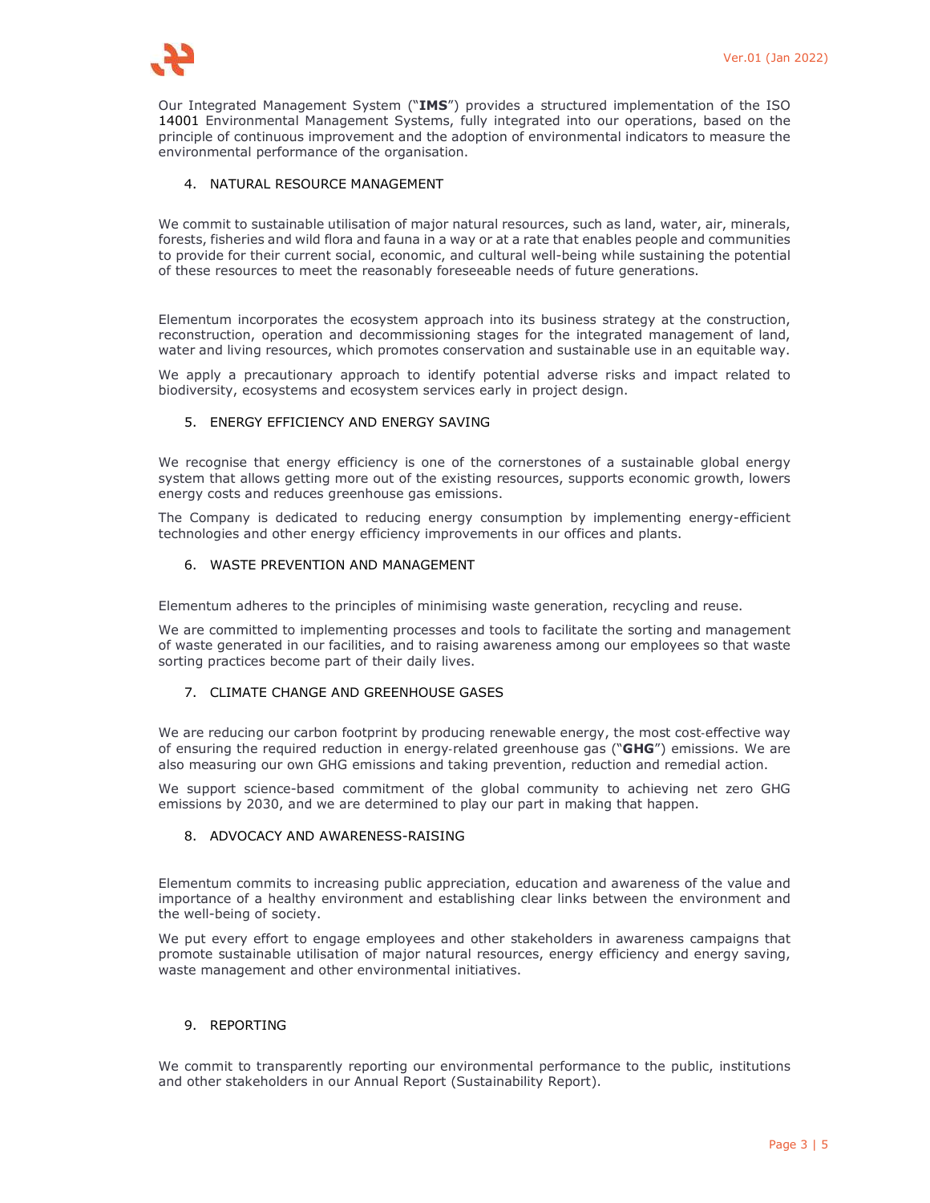Our Integrated Management System ("**IMS**") provides a structured implementation of the ISO 14001 Environmental Management Systems, fully integrated into our operations, based on the principle of continuous improvement and the adoption of environmental indicators to measure the environmental performance of the organisation.

## 4. NATURAL RESOURCE MANAGEMENT

We commit to sustainable utilisation of major natural resources, such as land, water, air, minerals, forests, fisheries and wild flora and fauna in a way or at a rate that enables people and communities to provide for their current social, economic, and cultural well-being while sustaining the potential of these resources to meet the reasonably foreseeable needs of future generations.

Elementum incorporates the ecosystem approach into its business strategy at the construction, reconstruction, operation and decommissioning stages for the integrated management of land, water and living resources, which promotes conservation and sustainable use in an equitable way.

We apply a precautionary approach to identify potential adverse risks and impact related to biodiversity, ecosystems and ecosystem services early in project design.

## 5. ENERGY EFFICIENCY AND ENERGY SAVING

We recognise that energy efficiency is one of the cornerstones of a sustainable global energy system that allows getting more out of the existing resources, supports economic growth, lowers energy costs and reduces greenhouse gas emissions.

The Company is dedicated to reducing energy consumption by implementing energy-efficient technologies and other energy efficiency improvements in our offices and plants.

## 6. WASTE PREVENTION AND MANAGEMENT

Elementum adheres to the principles of minimising waste generation, recycling and reuse.

We are committed to implementing processes and tools to facilitate the sorting and management of waste generated in our facilities, and to raising awareness among our employees so that waste sorting practices become part of their daily lives.

## 7. CLIMATE CHANGE AND GREENHOUSE GASES

We are reducing our carbon footprint by producing renewable energy, the most cost-effective way of ensuring the required reduction in energy-related greenhouse gas ("**GHG**") emissions. We are also measuring our own GHG emissions and taking prevention, reduction and remedial action.

We support science-based commitment of the global community to achieving net zero GHG emissions by 2030, and we are determined to play our part in making that happen.

## 8. ADVOCACY AND AWARENESS-RAISING

Elementum commits to increasing public appreciation, education and awareness of the value and importance of a healthy environment and establishing clear links between the environment and the well-being of society.

We put every effort to engage employees and other stakeholders in awareness campaigns that promote sustainable utilisation of major natural resources, energy efficiency and energy saving, waste management and other environmental initiatives.

## 9. REPORTING

We commit to transparently reporting our environmental performance to the public, institutions and other stakeholders in our Annual Report (Sustainability Report).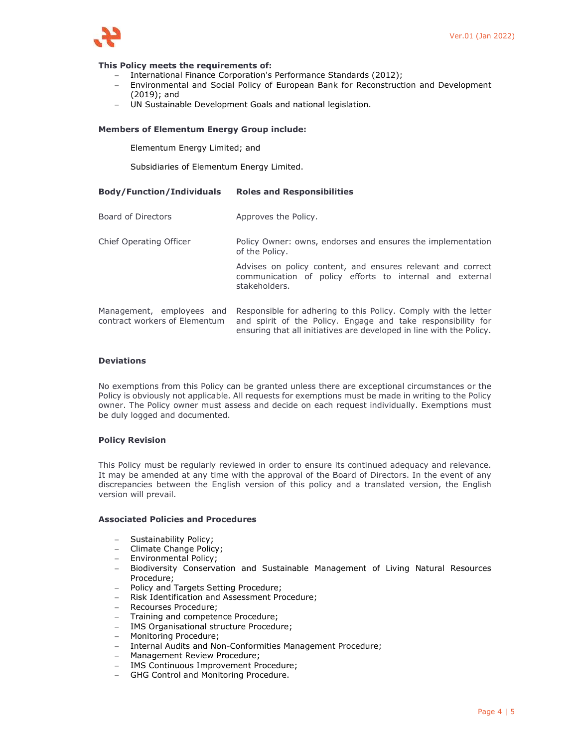**This Policy meets the requirements of:**

- International Finance Corporation's Performance Standards (2012);
- Environmental and Social Policy of European Bank for Reconstruction and Development (2019); and
- UN Sustainable Development Goals and national legislation.

**Members of Elementum Energy Group include:**

Elementum Energy Limited; and

Subsidiaries of Elementum Energy Limited.

| **Body/Function/Individuals** | **Roles and Responsibilities** |
|---|---|
| Board of Directors | Approves the Policy. |
| Chief Operating Officer | Policy Owner: owns, endorses and ensures the implementation of the Policy.<br><br>Advises on policy content, and ensures relevant and correct communication of policy efforts to internal and external stakeholders. |
| Management, employees and contract workers of Elementum | Responsible for adhering to this Policy. Comply with the letter and spirit of the Policy. Engage and take responsibility for ensuring that all initiatives are developed in line with the Policy. |

**Deviations**

No exemptions from this Policy can be granted unless there are exceptional circumstances or the Policy is obviously not applicable. All requests for exemptions must be made in writing to the Policy owner. The Policy owner must assess and decide on each request individually. Exemptions must be duly logged and documented.

**Policy Revision**

This Policy must be regularly reviewed in order to ensure its continued adequacy and relevance. It may be amended at any time with the approval of the Board of Directors. In the event of any discrepancies between the English version of this policy and a translated version, the English version will prevail.

**Associated Policies and Procedures**

- Sustainability Policy;
- Climate Change Policy;
- Environmental Policy;
- Biodiversity Conservation and Sustainable Management of Living Natural Resources Procedure;
- Policy and Targets Setting Procedure;
- Risk Identification and Assessment Procedure;
- Recourses Procedure;
- Training and competence Procedure;
- IMS Organisational structure Procedure;
- Monitoring Procedure;
- Internal Audits and Non-Conformities Management Procedure;
- Management Review Procedure;
- IMS Continuous Improvement Procedure;
- GHG Control and Monitoring Procedure.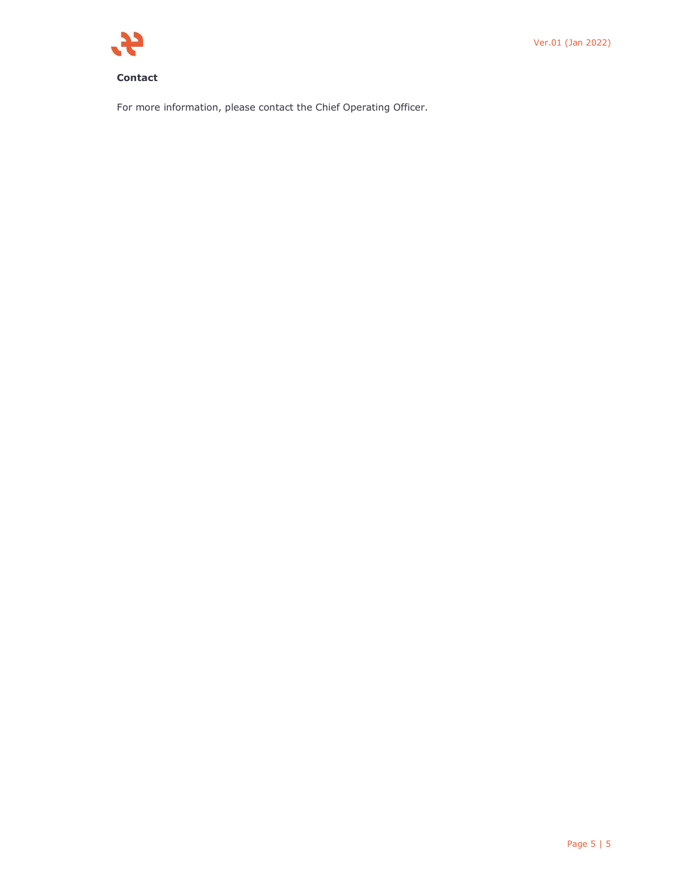**Contact**

For more information, please contact the Chief Operating Officer.